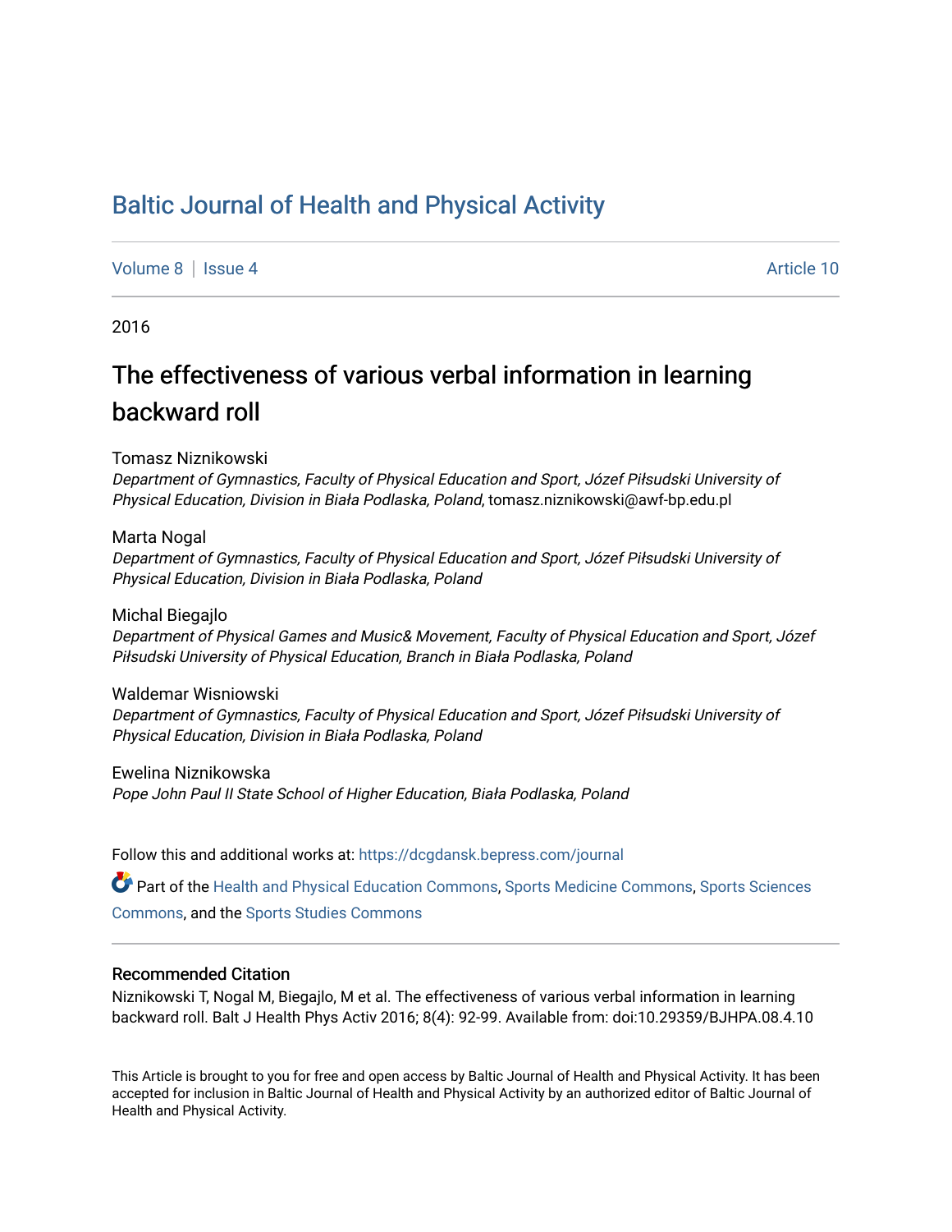# Baltic Journal of Health and Physical Activity

Volume 8 | Issue 4 Article 10

2016

## The effectiveness of various verbal information in learning backward roll

Tomasz Niznikowski
*Department of Gymnastics, Faculty of Physical Education and Sport, Józef Piłsudski University of Physical Education, Division in Biała Podlaska, Poland*, tomasz.niznikowski@awf-bp.edu.pl

Marta Nogal
*Department of Gymnastics, Faculty of Physical Education and Sport, Józef Piłsudski University of Physical Education, Division in Biała Podlaska, Poland*

Michal Biegajlo
*Department of Physical Games and Music& Movement, Faculty of Physical Education and Sport, Józef Piłsudski University of Physical Education, Branch in Biała Podlaska, Poland*

Waldemar Wisniowski
*Department of Gymnastics, Faculty of Physical Education and Sport, Józef Piłsudski University of Physical Education, Division in Biała Podlaska, Poland*

Ewelina Niznikowska
*Pope John Paul II State School of Higher Education, Biała Podlaska, Poland*

Follow this and additional works at: https://dcgdansk.bepress.com/journal

Part of the Health and Physical Education Commons, Sports Medicine Commons, Sports Sciences Commons, and the Sports Studies Commons

### Recommended Citation

Niznikowski T, Nogal M, Biegajlo, M et al. The effectiveness of various verbal information in learning backward roll. Balt J Health Phys Activ 2016; 8(4): 92-99. Available from: doi:10.29359/BJHPA.08.4.10

This Article is brought to you for free and open access by Baltic Journal of Health and Physical Activity. It has been accepted for inclusion in Baltic Journal of Health and Physical Activity by an authorized editor of Baltic Journal of Health and Physical Activity.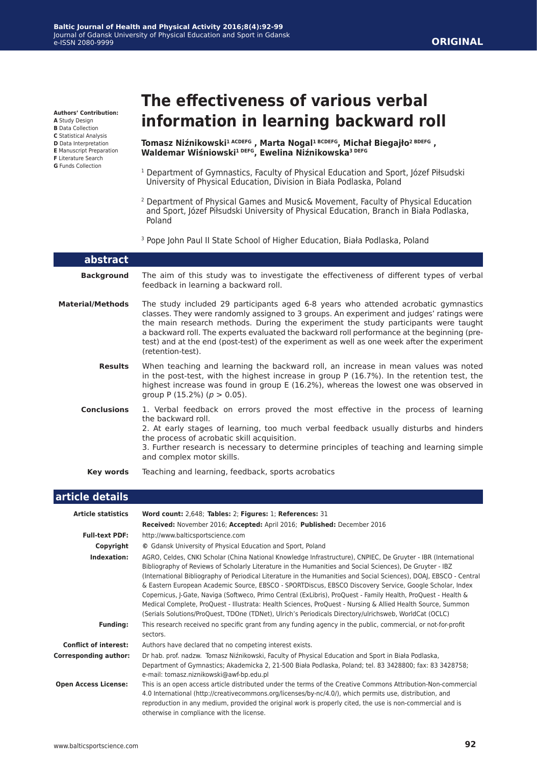ORIGINAL

# The effectiveness of various verbal information in learning backward roll

**Authors' Contribution:**
**A** Study Design
**B** Data Collection
**C** Statistical Analysis
**D** Data Interpretation
**E** Manuscript Preparation
**F** Literature Search
**G** Funds Collection

**Tomasz Niźnikowski[1 ACDEFG], Marta Nogal[1 BCDEFG], Michał Biegajło[2 BDEFG], Waldemar Wiśniowski[1 DEFG], Ewelina Niźnikowska[3 DEFG]**

[1] Department of Gymnastics, Faculty of Physical Education and Sport, Józef Piłsudski University of Physical Education, Division in Biała Podlaska, Poland

[2] Department of Physical Games and Music& Movement, Faculty of Physical Education and Sport, Józef Piłsudski University of Physical Education, Branch in Biała Podlaska, Poland

[3] Pope John Paul II State School of Higher Education, Biała Podlaska, Poland

## abstract

**Background**
The aim of this study was to investigate the effectiveness of different types of verbal feedback in learning a backward roll.

**Material/Methods**
The study included 29 participants aged 6-8 years who attended acrobatic gymnastics classes. They were randomly assigned to 3 groups. An experiment and judges' ratings were the main research methods. During the experiment the study participants were taught a backward roll. The experts evaluated the backward roll performance at the beginning (pre-test) and at the end (post-test) of the experiment as well as one week after the experiment (retention-test).

**Results**
When teaching and learning the backward roll, an increase in mean values was noted in the post-test, with the highest increase in group P (16.7%). In the retention test, the highest increase was found in group E (16.2%), whereas the lowest one was observed in group P (15.2%) ($p > 0.05$).

**Conclusions**
1. Verbal feedback on errors proved the most effective in the process of learning the backward roll.
2. At early stages of learning, too much verbal feedback usually disturbs and hinders the process of acrobatic skill acquisition.
3. Further research is necessary to determine principles of teaching and learning simple and complex motor skills.

**Key words**
Teaching and learning, feedback, sports acrobatics

## article details

**Article statistics**
**Word count:** 2,648; **Tables:** 2; **Figures:** 1; **References:** 31
**Received:** November 2016; **Accepted:** April 2016; **Published:** December 2016

**Full-text PDF:** http://www.balticsportscience.com

**Copyright** © Gdansk University of Physical Education and Sport, Poland

**Indexation:** AGRO, Celdes, CNKI Scholar (China National Knowledge Infrastructure), CNPIEC, De Gruyter - IBR (International Bibliography of Reviews of Scholarly Literature in the Humanities and Social Sciences), De Gruyter - IBZ (International Bibliography of Periodical Literature in the Humanities and Social Sciences), DOAJ, EBSCO - Central & Eastern European Academic Source, EBSCO - SPORTDiscus, EBSCO Discovery Service, Google Scholar, Index Copernicus, J-Gate, Naviga (Softweco, Primo Central (ExLibris), ProQuest - Family Health, ProQuest - Health & Medical Complete, ProQuest - Illustrata: Health Sciences, ProQuest - Nursing & Allied Health Source, Summon (Serials Solutions/ProQuest, TDOne (TDNet), Ulrich's Periodicals Directory/ulrichsweb, WorldCat (OCLC)

**Funding:** This research received no specific grant from any funding agency in the public, commercial, or not-for-profit sectors.

**Conflict of interest:** Authors have declared that no competing interest exists.

**Corresponding author:** Dr hab. prof. nadzw. Tomasz Niźnikowski, Faculty of Physical Education and Sport in Biała Podlaska, Department of Gymnastics; Akademicka 2, 21-500 Biała Podlaska, Poland; tel. 83 3428800; fax: 83 3428758; e-mail: tomasz.niznikowski@awf-bp.edu.pl

**Open Access License:** This is an open access article distributed under the terms of the Creative Commons Attribution-Non-commercial 4.0 International (http://creativecommons.org/licenses/by-nc/4.0/), which permits use, distribution, and reproduction in any medium, provided the original work is properly cited, the use is non-commercial and is otherwise in compliance with the license.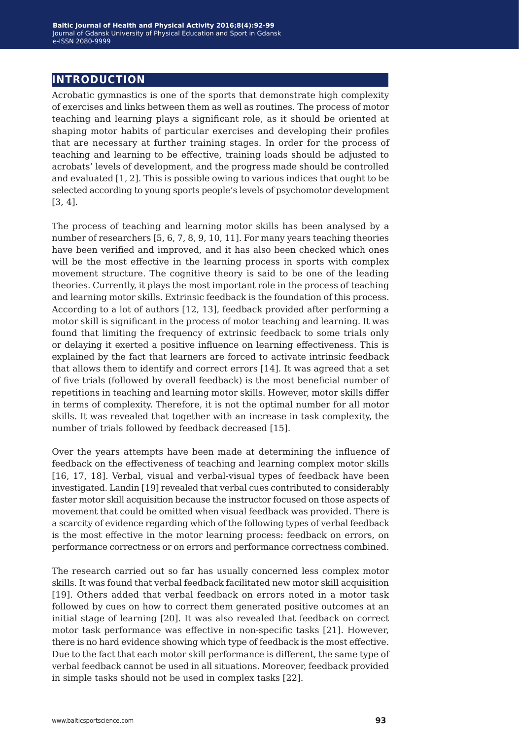## INTRODUCTION

Acrobatic gymnastics is one of the sports that demonstrate high complexity of exercises and links between them as well as routines. The process of motor teaching and learning plays a significant role, as it should be oriented at shaping motor habits of particular exercises and developing their profiles that are necessary at further training stages. In order for the process of teaching and learning to be effective, training loads should be adjusted to acrobats' levels of development, and the progress made should be controlled and evaluated [1, 2]. This is possible owing to various indices that ought to be selected according to young sports people's levels of psychomotor development [3, 4].

The process of teaching and learning motor skills has been analysed by a number of researchers [5, 6, 7, 8, 9, 10, 11]. For many years teaching theories have been verified and improved, and it has also been checked which ones will be the most effective in the learning process in sports with complex movement structure. The cognitive theory is said to be one of the leading theories. Currently, it plays the most important role in the process of teaching and learning motor skills. Extrinsic feedback is the foundation of this process. According to a lot of authors [12, 13], feedback provided after performing a motor skill is significant in the process of motor teaching and learning. It was found that limiting the frequency of extrinsic feedback to some trials only or delaying it exerted a positive influence on learning effectiveness. This is explained by the fact that learners are forced to activate intrinsic feedback that allows them to identify and correct errors [14]. It was agreed that a set of five trials (followed by overall feedback) is the most beneficial number of repetitions in teaching and learning motor skills. However, motor skills differ in terms of complexity. Therefore, it is not the optimal number for all motor skills. It was revealed that together with an increase in task complexity, the number of trials followed by feedback decreased [15].

Over the years attempts have been made at determining the influence of feedback on the effectiveness of teaching and learning complex motor skills [16, 17, 18]. Verbal, visual and verbal-visual types of feedback have been investigated. Landin [19] revealed that verbal cues contributed to considerably faster motor skill acquisition because the instructor focused on those aspects of movement that could be omitted when visual feedback was provided. There is a scarcity of evidence regarding which of the following types of verbal feedback is the most effective in the motor learning process: feedback on errors, on performance correctness or on errors and performance correctness combined.

The research carried out so far has usually concerned less complex motor skills. It was found that verbal feedback facilitated new motor skill acquisition [19]. Others added that verbal feedback on errors noted in a motor task followed by cues on how to correct them generated positive outcomes at an initial stage of learning [20]. It was also revealed that feedback on correct motor task performance was effective in non-specific tasks [21]. However, there is no hard evidence showing which type of feedback is the most effective. Due to the fact that each motor skill performance is different, the same type of verbal feedback cannot be used in all situations. Moreover, feedback provided in simple tasks should not be used in complex tasks [22].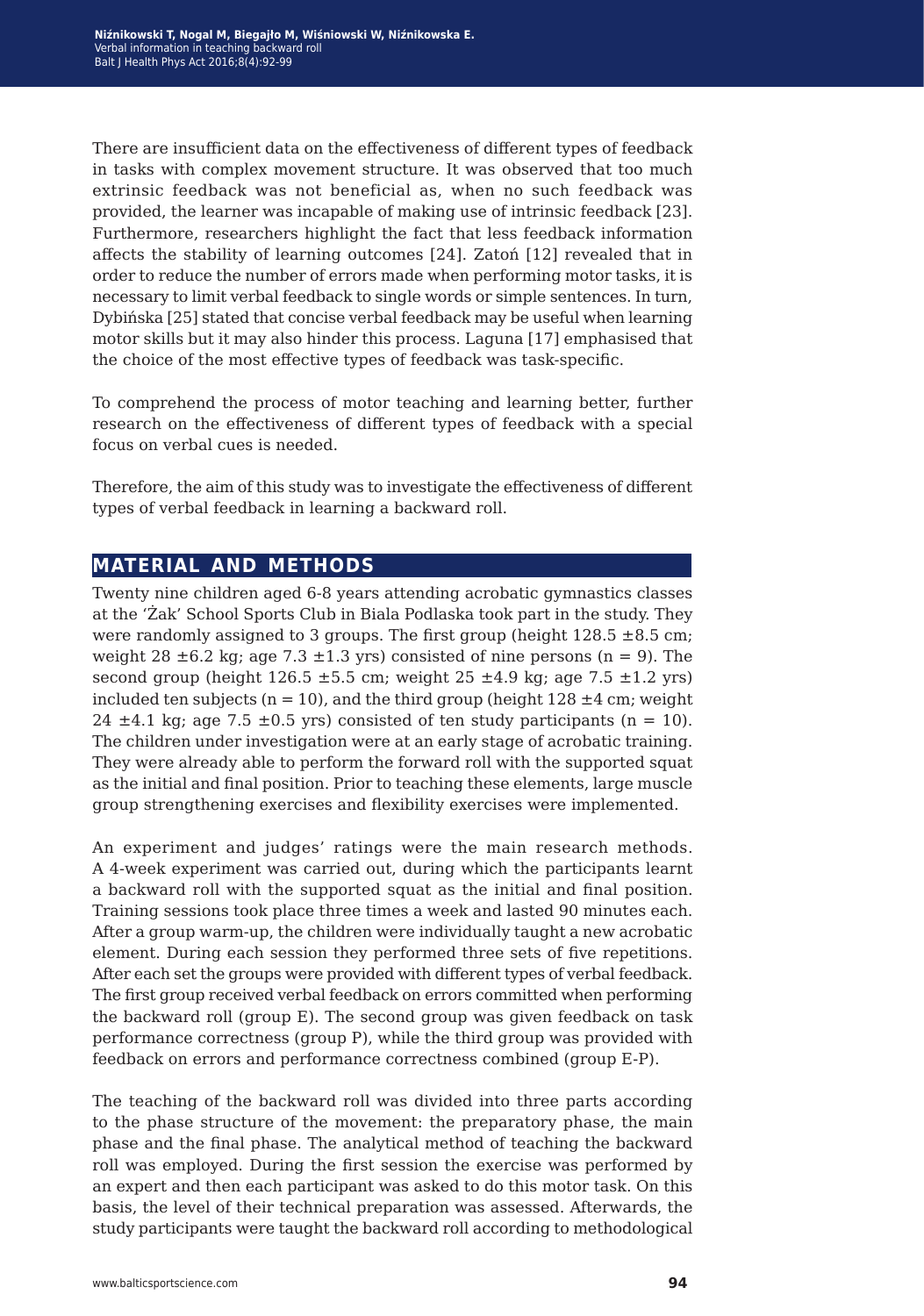There are insufficient data on the effectiveness of different types of feedback in tasks with complex movement structure. It was observed that too much extrinsic feedback was not beneficial as, when no such feedback was provided, the learner was incapable of making use of intrinsic feedback [23]. Furthermore, researchers highlight the fact that less feedback information affects the stability of learning outcomes [24]. Zatoń [12] revealed that in order to reduce the number of errors made when performing motor tasks, it is necessary to limit verbal feedback to single words or simple sentences. In turn, Dybińska [25] stated that concise verbal feedback may be useful when learning motor skills but it may also hinder this process. Laguna [17] emphasised that the choice of the most effective types of feedback was task-specific.

To comprehend the process of motor teaching and learning better, further research on the effectiveness of different types of feedback with a special focus on verbal cues is needed.

Therefore, the aim of this study was to investigate the effectiveness of different types of verbal feedback in learning a backward roll.

## MATERIAL AND METHODS

Twenty nine children aged 6-8 years attending acrobatic gymnastics classes at the 'Żak' School Sports Club in Biala Podlaska took part in the study. They were randomly assigned to 3 groups. The first group (height 128.5 ±8.5 cm; weight 28 ±6.2 kg; age 7.3 ±1.3 yrs) consisted of nine persons (n = 9). The second group (height 126.5 ±5.5 cm; weight 25 ±4.9 kg; age 7.5 ±1.2 yrs) included ten subjects (n = 10), and the third group (height 128 ±4 cm; weight 24 ±4.1 kg; age 7.5 ±0.5 yrs) consisted of ten study participants (n = 10). The children under investigation were at an early stage of acrobatic training. They were already able to perform the forward roll with the supported squat as the initial and final position. Prior to teaching these elements, large muscle group strengthening exercises and flexibility exercises were implemented.

An experiment and judges' ratings were the main research methods. A 4-week experiment was carried out, during which the participants learnt a backward roll with the supported squat as the initial and final position. Training sessions took place three times a week and lasted 90 minutes each. After a group warm-up, the children were individually taught a new acrobatic element. During each session they performed three sets of five repetitions. After each set the groups were provided with different types of verbal feedback. The first group received verbal feedback on errors committed when performing the backward roll (group E). The second group was given feedback on task performance correctness (group P), while the third group was provided with feedback on errors and performance correctness combined (group E-P).

The teaching of the backward roll was divided into three parts according to the phase structure of the movement: the preparatory phase, the main phase and the final phase. The analytical method of teaching the backward roll was employed. During the first session the exercise was performed by an expert and then each participant was asked to do this motor task. On this basis, the level of their technical preparation was assessed. Afterwards, the study participants were taught the backward roll according to methodological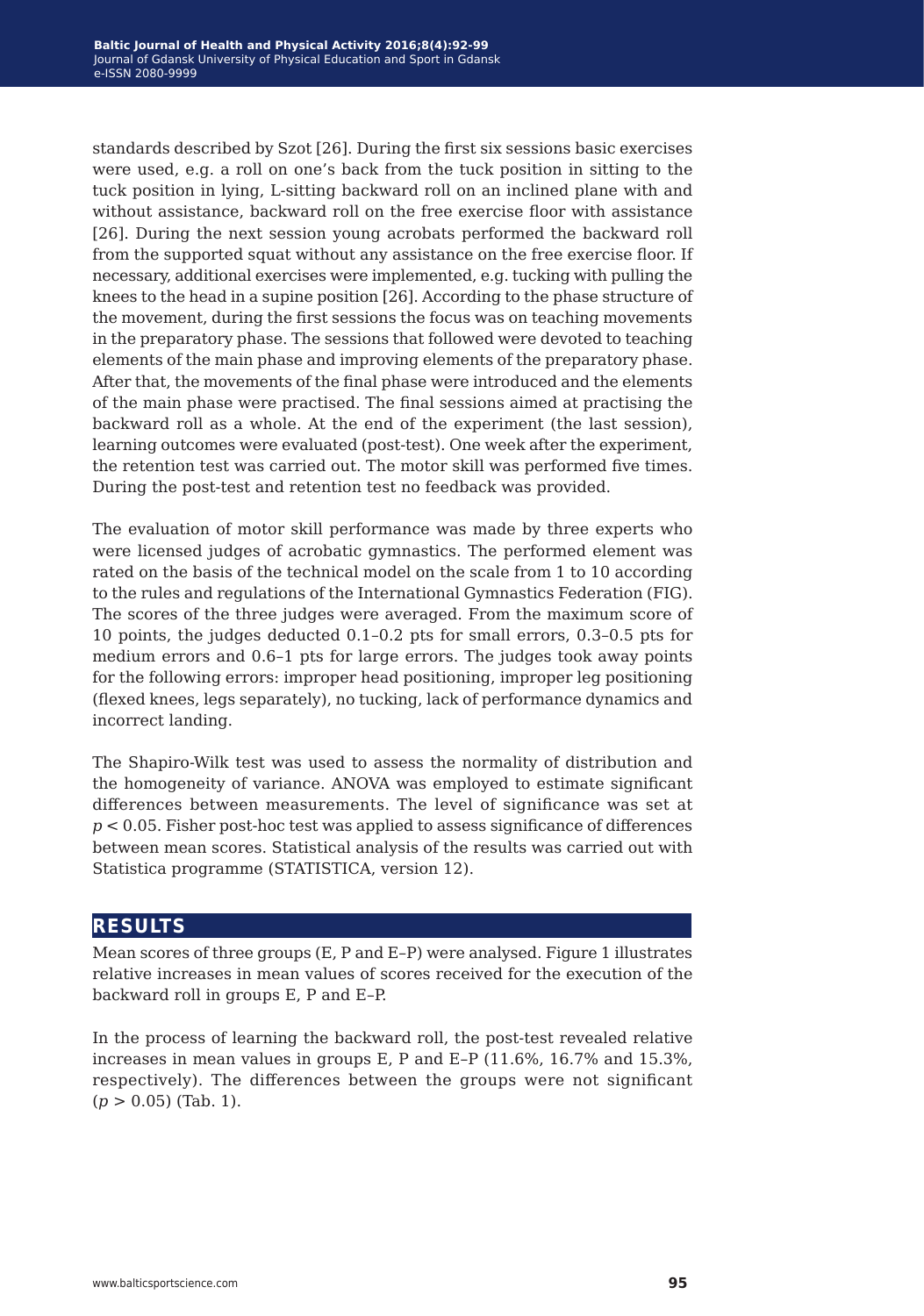standards described by Szot [26]. During the first six sessions basic exercises were used, e.g. a roll on one's back from the tuck position in sitting to the tuck position in lying, L-sitting backward roll on an inclined plane with and without assistance, backward roll on the free exercise floor with assistance [26]. During the next session young acrobats performed the backward roll from the supported squat without any assistance on the free exercise floor. If necessary, additional exercises were implemented, e.g. tucking with pulling the knees to the head in a supine position [26]. According to the phase structure of the movement, during the first sessions the focus was on teaching movements in the preparatory phase. The sessions that followed were devoted to teaching elements of the main phase and improving elements of the preparatory phase. After that, the movements of the final phase were introduced and the elements of the main phase were practised. The final sessions aimed at practising the backward roll as a whole. At the end of the experiment (the last session), learning outcomes were evaluated (post-test). One week after the experiment, the retention test was carried out. The motor skill was performed five times. During the post-test and retention test no feedback was provided.

The evaluation of motor skill performance was made by three experts who were licensed judges of acrobatic gymnastics. The performed element was rated on the basis of the technical model on the scale from 1 to 10 according to the rules and regulations of the International Gymnastics Federation (FIG). The scores of the three judges were averaged. From the maximum score of 10 points, the judges deducted 0.1–0.2 pts for small errors, 0.3–0.5 pts for medium errors and 0.6–1 pts for large errors. The judges took away points for the following errors: improper head positioning, improper leg positioning (flexed knees, legs separately), no tucking, lack of performance dynamics and incorrect landing.

The Shapiro-Wilk test was used to assess the normality of distribution and the homogeneity of variance. ANOVA was employed to estimate significant differences between measurements. The level of significance was set at $p < 0.05$. Fisher post-hoc test was applied to assess significance of differences between mean scores. Statistical analysis of the results was carried out with Statistica programme (STATISTICA, version 12).

## RESULTS

Mean scores of three groups (E, P and E–P) were analysed. Figure 1 illustrates relative increases in mean values of scores received for the execution of the backward roll in groups E, P and E–P.

In the process of learning the backward roll, the post-test revealed relative increases in mean values in groups E, P and E–P (11.6%, 16.7% and 15.3%, respectively). The differences between the groups were not significant ($p > 0.05$) (Tab. 1).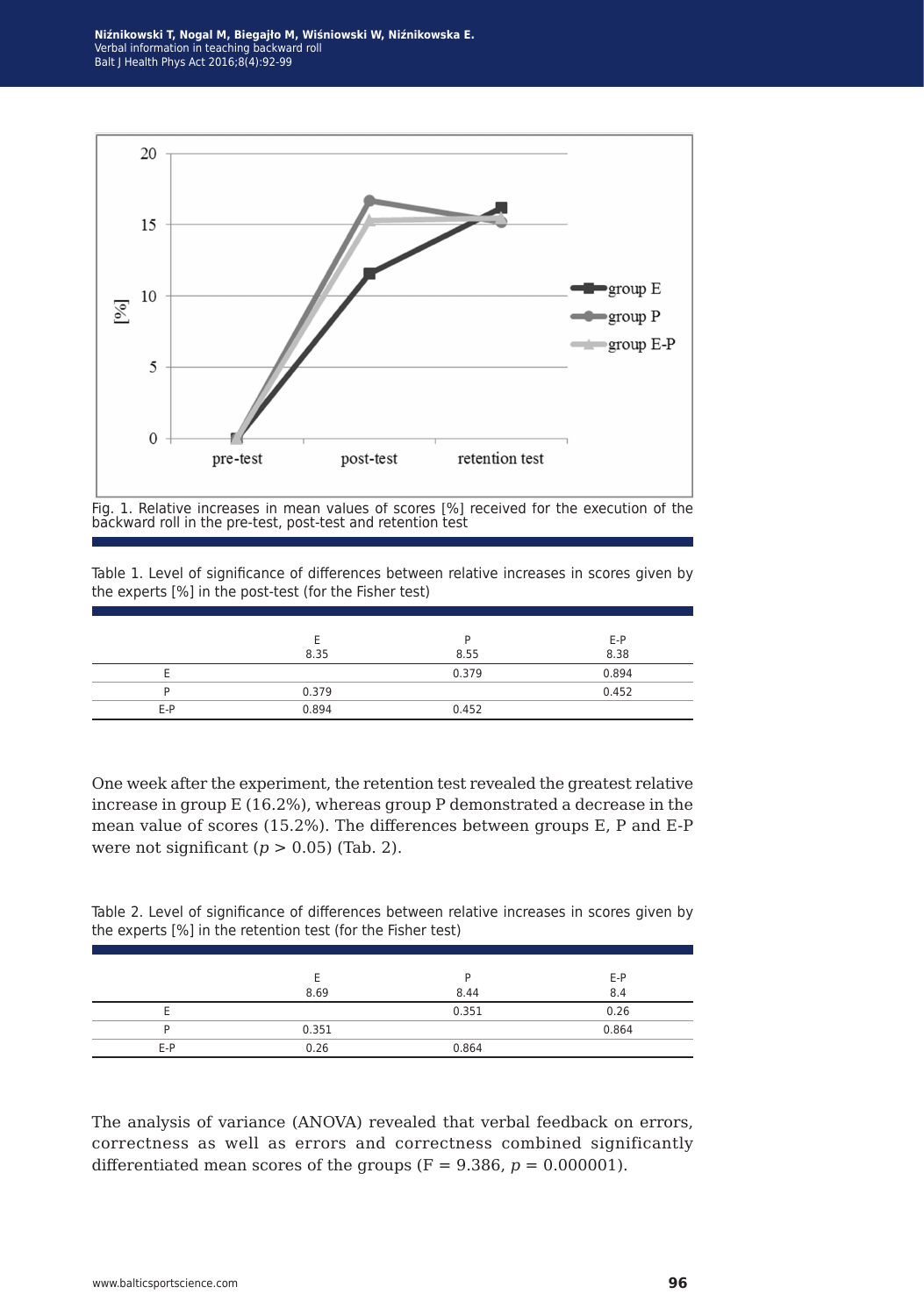Fig. 1. Relative increases in mean values of scores [%] received for the execution of the backward roll in the pre-test, post-test and retention test

Table 1. Level of significance of differences between relative increases in scores given by the experts [%] in the post-test (for the Fisher test)

| | E<br>8.35 | P<br>8.55 | E-P<br>8.38 |
|---|---|---|---|
| E | | 0.379 | 0.894 |
| P | 0.379 | | 0.452 |
| E-P | 0.894 | 0.452 | |

One week after the experiment, the retention test revealed the greatest relative increase in group E (16.2%), whereas group P demonstrated a decrease in the mean value of scores (15.2%). The differences between groups E, P and E-P were not significant ($p > 0.05$) (Tab. 2).

Table 2. Level of significance of differences between relative increases in scores given by the experts [%] in the retention test (for the Fisher test)

| | E<br>8.69 | P<br>8.44 | E-P<br>8.4 |
|---|---|---|---|
| E | | 0.351 | 0.26 |
| P | 0.351 | | 0.864 |
| E-P | 0.26 | 0.864 | |

The analysis of variance (ANOVA) revealed that verbal feedback on errors, correctness as well as errors and correctness combined significantly differentiated mean scores of the groups ($F = 9.386$, $p = 0.000001$).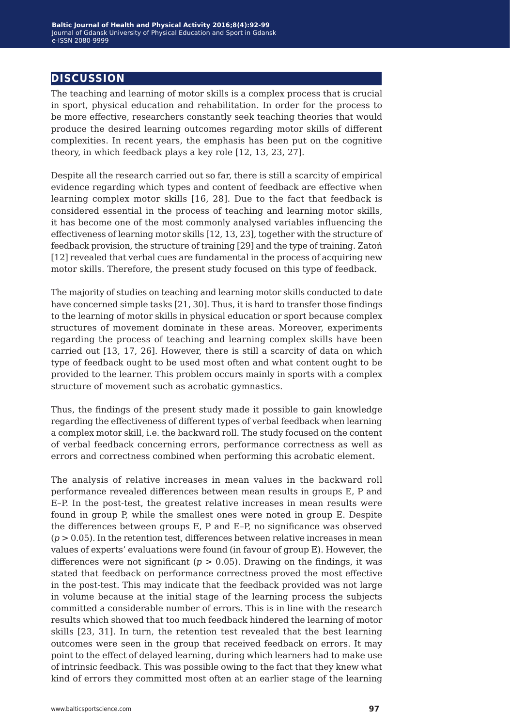# DISCUSSION

The teaching and learning of motor skills is a complex process that is crucial in sport, physical education and rehabilitation. In order for the process to be more effective, researchers constantly seek teaching theories that would produce the desired learning outcomes regarding motor skills of different complexities. In recent years, the emphasis has been put on the cognitive theory, in which feedback plays a key role [12, 13, 23, 27].

Despite all the research carried out so far, there is still a scarcity of empirical evidence regarding which types and content of feedback are effective when learning complex motor skills [16, 28]. Due to the fact that feedback is considered essential in the process of teaching and learning motor skills, it has become one of the most commonly analysed variables influencing the effectiveness of learning motor skills [12, 13, 23], together with the structure of feedback provision, the structure of training [29] and the type of training. Zatoń [12] revealed that verbal cues are fundamental in the process of acquiring new motor skills. Therefore, the present study focused on this type of feedback.

The majority of studies on teaching and learning motor skills conducted to date have concerned simple tasks [21, 30]. Thus, it is hard to transfer those findings to the learning of motor skills in physical education or sport because complex structures of movement dominate in these areas. Moreover, experiments regarding the process of teaching and learning complex skills have been carried out [13, 17, 26]. However, there is still a scarcity of data on which type of feedback ought to be used most often and what content ought to be provided to the learner. This problem occurs mainly in sports with a complex structure of movement such as acrobatic gymnastics.

Thus, the findings of the present study made it possible to gain knowledge regarding the effectiveness of different types of verbal feedback when learning a complex motor skill, i.e. the backward roll. The study focused on the content of verbal feedback concerning errors, performance correctness as well as errors and correctness combined when performing this acrobatic element.

The analysis of relative increases in mean values in the backward roll performance revealed differences between mean results in groups E, P and E–P. In the post-test, the greatest relative increases in mean results were found in group P, while the smallest ones were noted in group E. Despite the differences between groups E, P and E–P, no significance was observed ($p > 0.05$). In the retention test, differences between relative increases in mean values of experts' evaluations were found (in favour of group E). However, the differences were not significant ($p > 0.05$). Drawing on the findings, it was stated that feedback on performance correctness proved the most effective in the post-test. This may indicate that the feedback provided was not large in volume because at the initial stage of the learning process the subjects committed a considerable number of errors. This is in line with the research results which showed that too much feedback hindered the learning of motor skills [23, 31]. In turn, the retention test revealed that the best learning outcomes were seen in the group that received feedback on errors. It may point to the effect of delayed learning, during which learners had to make use of intrinsic feedback. This was possible owing to the fact that they knew what kind of errors they committed most often at an earlier stage of the learning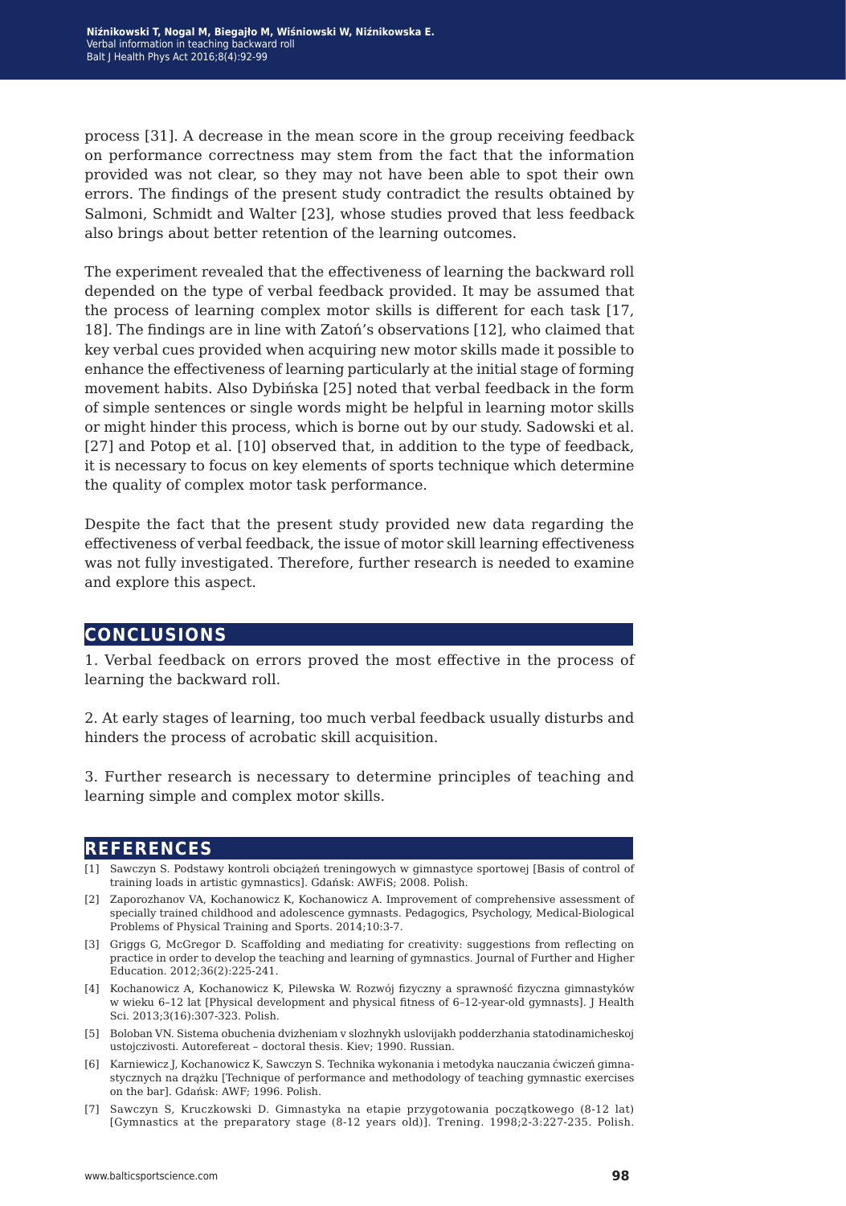process [31]. A decrease in the mean score in the group receiving feedback on performance correctness may stem from the fact that the information provided was not clear, so they may not have been able to spot their own errors. The findings of the present study contradict the results obtained by Salmoni, Schmidt and Walter [23], whose studies proved that less feedback also brings about better retention of the learning outcomes.

The experiment revealed that the effectiveness of learning the backward roll depended on the type of verbal feedback provided. It may be assumed that the process of learning complex motor skills is different for each task [17, 18]. The findings are in line with Zatoń's observations [12], who claimed that key verbal cues provided when acquiring new motor skills made it possible to enhance the effectiveness of learning particularly at the initial stage of forming movement habits. Also Dybińska [25] noted that verbal feedback in the form of simple sentences or single words might be helpful in learning motor skills or might hinder this process, which is borne out by our study. Sadowski et al. [27] and Potop et al. [10] observed that, in addition to the type of feedback, it is necessary to focus on key elements of sports technique which determine the quality of complex motor task performance.

Despite the fact that the present study provided new data regarding the effectiveness of verbal feedback, the issue of motor skill learning effectiveness was not fully investigated. Therefore, further research is needed to examine and explore this aspect.

## Conclusions

1. Verbal feedback on errors proved the most effective in the process of learning the backward roll.

2. At early stages of learning, too much verbal feedback usually disturbs and hinders the process of acrobatic skill acquisition.

3. Further research is necessary to determine principles of teaching and learning simple and complex motor skills.

## References

[1] Sawczyn S. Podstawy kontroli obciążeń treningowych w gimnastyce sportowej [Basis of control of training loads in artistic gymnastics]. Gdańsk: AWFiS; 2008. Polish.

[2] Zaporozhanov VA, Kochanowicz K, Kochanowicz A. Improvement of comprehensive assessment of specially trained childhood and adolescence gymnasts. Pedagogics, Psychology, Medical-Biological Problems of Physical Training and Sports. 2014;10:3-7.

[3] Griggs G, McGregor D. Scaffolding and mediating for creativity: suggestions from reflecting on practice in order to develop the teaching and learning of gymnastics. Journal of Further and Higher Education. 2012;36(2):225-241.

[4] Kochanowicz A, Kochanowicz K, Pilewska W. Rozwój fizyczny i sprawność fizyczna gimnastyków w wieku 6–12 lat [Physical development and physical fitness of 6–12-year-old gymnasts]. J Health Sci. 2013;3(16):307-323. Polish.

[5] Boloban VN. Sistema obuchenia dvizheniam v slozhnykh uslovijakh podderzhania statodinamicheskoj ustojczivosti. Autorefereat – doctoral thesis. Kiev; 1990. Russian.

[6] Karniewicz J, Kochanowicz K, Sawczyn S. Technika wykonania i metodyka nauczania ćwiczeń gimnastycznych na drążku [Technique of performance and methodology of teaching gymnastic exercises on the bar]. Gdańsk: AWF; 1996. Polish.

[7] Sawczyn S, Kruczkowski D. Gimnastyka na etapie przygotowania początkowego (8-12 lat) [Gymnastics at the preparatory stage (8-12 years old)]. Trening. 1998;2-3:227-235. Polish.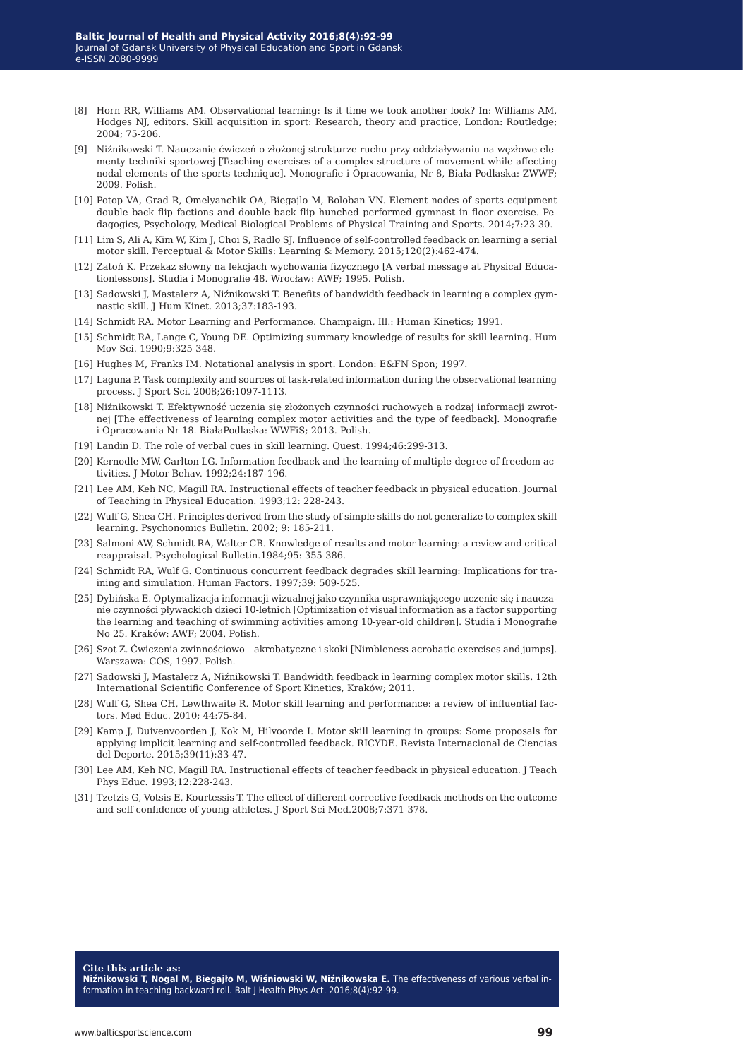[8] Horn RR, Williams AM. Observational learning: Is it time we took another look? In: Williams AM, Hodges NJ, editors. Skill acquisition in sport: Research, theory and practice, London: Routledge; 2004; 75-206.

[9] Niźnikowski T. Nauczanie ćwiczeń o złożonej strukturze ruchu przy oddziaływaniu na węzłowe elementy techniki sportowej [Teaching exercises of a complex structure of movement while affecting nodal elements of the sports technique]. Monografie i Opracowania, Nr 8, Biała Podlaska: ZWWF; 2009. Polish.

[10] Potop VA, Grad R, Omelyanchik OA, Biegajlo M, Boloban VN. Element nodes of sports equipment double back flip factions and double back flip hunched performed gymnast in floor exercise. Pedagogics, Psychology, Medical-Biological Problems of Physical Training and Sports. 2014;7:23-30.

[11] Lim S, Ali A, Kim W, Kim J, Choi S, Radlo SJ. Influence of self-controlled feedback on learning a serial motor skill. Perceptual & Motor Skills: Learning & Memory. 2015;120(2):462-474.

[12] Zatoń K. Przekaz słowny na lekcjach wychowania fizycznego [A verbal message at Physical Educationlessons]. Studia i Monografie 48. Wrocław: AWF; 1995. Polish.

[13] Sadowski J, Mastalerz A, Niźnikowski T. Benefits of bandwidth feedback in learning a complex gymnastic skill. J Hum Kinet. 2013;37:183-193.

[14] Schmidt RA. Motor Learning and Performance. Champaign, Ill.: Human Kinetics; 1991.

[15] Schmidt RA, Lange C, Young DE. Optimizing summary knowledge of results for skill learning. Hum Mov Sci. 1990;9:325-348.

[16] Hughes M, Franks IM. Notational analysis in sport. London: E&FN Spon; 1997.

[17] Laguna P. Task complexity and sources of task-related information during the observational learning process. J Sport Sci. 2008;26:1097-1113.

[18] Niźnikowski T. Efektywność uczenia się złożonych czynności ruchowych a rodzaj informacji zwrotnej [The effectiveness of learning complex motor activities and the type of feedback]. Monografie i Opracowania Nr 18. BiałaPodlaska: WWFiS; 2013. Polish.

[19] Landin D. The role of verbal cues in skill learning. Quest. 1994;46:299-313.

[20] Kernodle MW, Carlton LG. Information feedback and the learning of multiple-degree-of-freedom activities. J Motor Behav. 1992;24:187-196.

[21] Lee AM, Keh NC, Magill RA. Instructional effects of teacher feedback in physical education. Journal of Teaching in Physical Education. 1993;12: 228-243.

[22] Wulf G, Shea CH. Principles derived from the study of simple skills do not generalize to complex skill learning. Psychonomics Bulletin. 2002; 9: 185-211.

[23] Salmoni AW, Schmidt RA, Walter CB. Knowledge of results and motor learning: a review and critical reappraisal. Psychological Bulletin.1984;95: 355-386.

[24] Schmidt RA, Wulf G. Continuous concurrent feedback degrades skill learning: Implications for training and simulation. Human Factors. 1997;39: 509-525.

[25] Dybińska E. Optymalizacja informacji wizualnej jako czynnika usprawniającego uczenie się i nauczanie czynności pływackich dzieci 10-letnich [Optimization of visual information as a factor supporting the learning and teaching of swimming activities among 10-year-old children]. Studia i Monografie No 25. Kraków: AWF; 2004. Polish.

[26] Szot Z. Ćwiczenia zwinnościowo – akrobatyczne i skoki [Nimbleness-acrobatic exercises and jumps]. Warszawa: COS, 1997. Polish.

[27] Sadowski J, Mastalerz A, Niźnikowski T. Bandwidth feedback in learning complex motor skills. 12th International Scientific Conference of Sport Kinetics, Kraków; 2011.

[28] Wulf G, Shea CH, Lewthwaite R. Motor skill learning and performance: a review of influential factors. Med Educ. 2010; 44:75-84.

[29] Kamp J, Duivenvoorden J, Kok M, Hilvoorde I. Motor skill learning in groups: Some proposals for applying implicit learning and self-controlled feedback. RICYDE. Revista Internacional de Ciencias del Deporte. 2015;39(11):33-47.

[30] Lee AM, Keh NC, Magill RA. Instructional effects of teacher feedback in physical education. J Teach Phys Educ. 1993;12:228-243.

[31] Tzetzis G, Votsis E, Kourtessis T. The effect of different corrective feedback methods on the outcome and self-confidence of young athletes. J Sport Sci Med.2008;7:371-378.

**Cite this article as:**
**Niźnikowski T, Nogal M, Biegajło M, Wiśniowski W, Niźnikowska E.** The effectiveness of various verbal information in teaching backward roll. Balt J Health Phys Act. 2016;8(4):92-99.